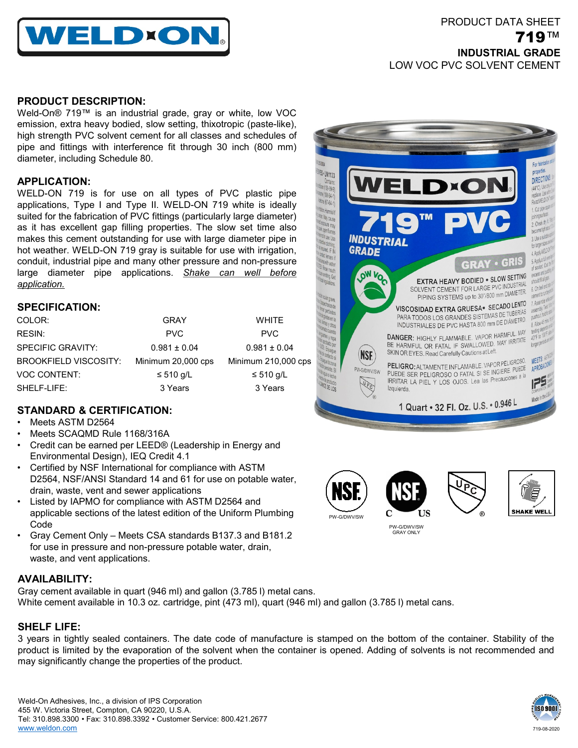PRODUCT DATA SHEET

# 719™

## INDUSTRIAL GRADE

LOW VOC PVC SOLVENT CEMENT

### PRODUCT DESCRIPTION:

Weld-On® 719™ is an industrial grade, gray or white, low VOC emission, extra heavy bodied, slow setting, thixotropic (paste-like), high strength PVC solvent cement for all classes and schedules of pipe and fittings with interference fit through 30 inch (800 mm) diameter, including Schedule 80.

### APPLICATION:

WELD-ON 719 is for use on all types of PVC plastic pipe applications, Type I and Type II. WELD-ON 719 white is ideally suited for the fabrication of PVC fittings (particularly large diameter) as it has excellent gap filling properties. The slow set time also makes this cement outstanding for use with large diameter pipe in hot weather. WELD-ON 719 gray is suitable for use with irrigation, conduit, industrial pipe and many other pressure and non-pressure large diameter pipe applications. *Shake can well before application.*

### SPECIFICATION:

| | | |
|---|---|---|
| COLOR: | GRAY | WHITE |
| RESIN: | PVC | PVC |
| SPECIFIC GRAVITY: | 0.981 ± 0.04 | 0.981 ± 0.04 |
| BROOKFIELD VISCOSITY: | Minimum 20,000 cps | Minimum 210,000 cps |
| VOC CONTENT: | ≤ 510 g/L | ≤ 510 g/L |
| SHELF-LIFE: | 3 Years | 3 Years |

### STANDARD & CERTIFICATION:

- Meets ASTM D2564
- Meets SCAQMD Rule 1168/316A
- Credit can be earned per LEED® (Leadership in Energy and Environmental Design), IEQ Credit 4.1
- Certified by NSF International for compliance with ASTM D2564, NSF/ANSI Standard 14 and 61 for use on potable water, drain, waste, vent and sewer applications
- Listed by IAPMO for compliance with ASTM D2564 and applicable sections of the latest edition of the Uniform Plumbing Code
- Gray Cement Only – Meets CSA standards B137.3 and B181.2 for use in pressure and non-pressure potable water, drain, waste, and vent applications.

PW-G/DWV/SW

PW-G/DWV/SW GRAY ONLY

SHAKE WELL

### AVAILABILITY:

Gray cement available in quart (946 ml) and gallon (3.785 l) metal cans.
White cement available in 10.3 oz. cartridge, pint (473 ml), quart (946 ml) and gallon (3.785 l) metal cans.

### SHELF LIFE:

3 years in tightly sealed containers. The date code of manufacture is stamped on the bottom of the container. Stability of the product is limited by the evaporation of the solvent when the container is opened. Adding of solvents is not recommended and may significantly change the properties of the product.

Weld-On Adhesives, Inc., a division of IPS Corporation
455 W. Victoria Street, Compton, CA 90220, U.S.A.
Tel: 310.898.3300 • Fax: 310.898.3392 • Customer Service: 800.421.2677
www.weldon.com

719-08-2020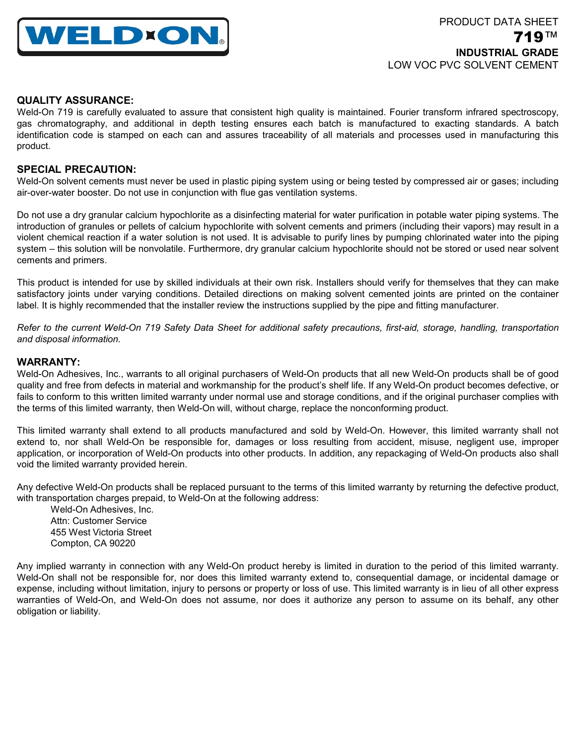PRODUCT DATA SHEET
**719™**
**INDUSTRIAL GRADE**
LOW VOC PVC SOLVENT CEMENT

## QUALITY ASSURANCE:

Weld-On 719 is carefully evaluated to assure that consistent high quality is maintained. Fourier transform infrared spectroscopy, gas chromatography, and additional in depth testing ensures each batch is manufactured to exacting standards. A batch identification code is stamped on each can and assures traceability of all materials and processes used in manufacturing this product.

## SPECIAL PRECAUTION:

Weld-On solvent cements must never be used in plastic piping system using or being tested by compressed air or gases; including air-over-water booster. Do not use in conjunction with flue gas ventilation systems.

Do not use a dry granular calcium hypochlorite as a disinfecting material for water purification in potable water piping systems. The introduction of granules or pellets of calcium hypochlorite with solvent cements and primers (including their vapors) may result in a violent chemical reaction if a water solution is not used. It is advisable to purify lines by pumping chlorinated water into the piping system – this solution will be nonvolatile. Furthermore, dry granular calcium hypochlorite should not be stored or used near solvent cements and primers.

This product is intended for use by skilled individuals at their own risk. Installers should verify for themselves that they can make satisfactory joints under varying conditions. Detailed directions on making solvent cemented joints are printed on the container label. It is highly recommended that the installer review the instructions supplied by the pipe and fitting manufacturer.

*Refer to the current Weld-On 719 Safety Data Sheet for additional safety precautions, first-aid, storage, handling, transportation and disposal information.*

## WARRANTY:

Weld-On Adhesives, Inc., warrants to all original purchasers of Weld-On products that all new Weld-On products shall be of good quality and free from defects in material and workmanship for the product's shelf life. If any Weld-On product becomes defective, or fails to conform to this written limited warranty under normal use and storage conditions, and if the original purchaser complies with the terms of this limited warranty, then Weld-On will, without charge, replace the nonconforming product.

This limited warranty shall extend to all products manufactured and sold by Weld-On. However, this limited warranty shall not extend to, nor shall Weld-On be responsible for, damages or loss resulting from accident, misuse, negligent use, improper application, or incorporation of Weld-On products into other products. In addition, any repackaging of Weld-On products also shall void the limited warranty provided herein.

Any defective Weld-On products shall be replaced pursuant to the terms of this limited warranty by returning the defective product, with transportation charges prepaid, to Weld-On at the following address:

Weld-On Adhesives, Inc.
Attn: Customer Service
455 West Victoria Street
Compton, CA 90220

Any implied warranty in connection with any Weld-On product hereby is limited in duration to the period of this limited warranty. Weld-On shall not be responsible for, nor does this limited warranty extend to, consequential damage, or incidental damage or expense, including without limitation, injury to persons or property or loss of use. This limited warranty is in lieu of all other express warranties of Weld-On, and Weld-On does not assume, nor does it authorize any person to assume on its behalf, any other obligation or liability.